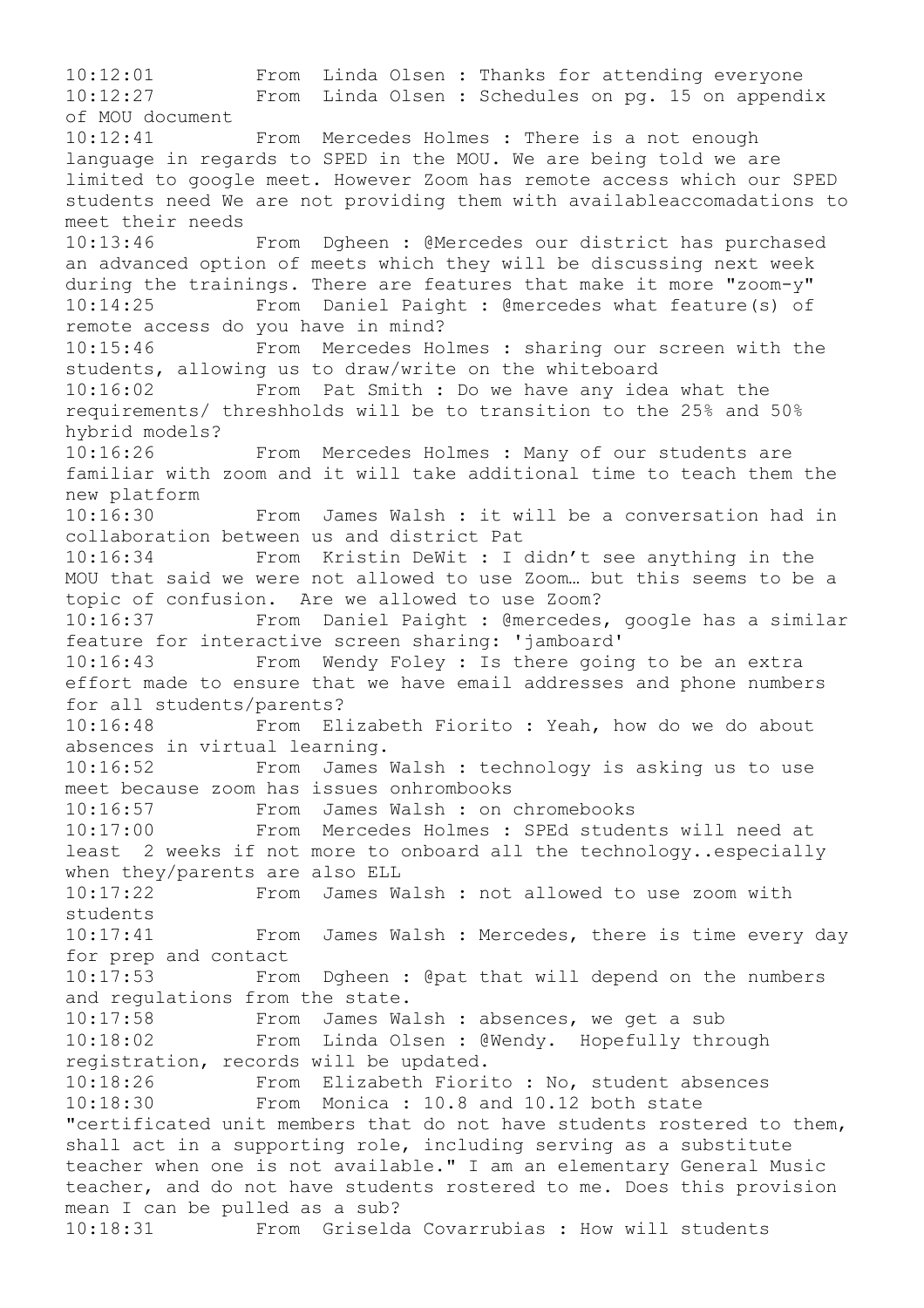10:12:01 From Linda Olsen : Thanks for attending everyone
10:12:27 From Linda Olsen : Schedules on pg. 15 on appendix of MOU document
10:12:41 From Mercedes Holmes : There is a not enough language in regards to SPED in the MOU. We are being told we are limited to google meet. However Zoom has remote access which our SPED students need We are not providing them with availableaccomadations to meet their needs
10:13:46 From Dgheen : @Mercedes our district has purchased an advanced option of meets which they will be discussing next week during the trainings. There are features that make it more "zoom-y"
10:14:25 From Daniel Paight : @mercedes what feature(s) of remote access do you have in mind?
10:15:46 From Mercedes Holmes : sharing our screen with the students, allowing us to draw/write on the whiteboard
10:16:02 From Pat Smith : Do we have any idea what the requirements/ threshholds will be to transition to the 25% and 50% hybrid models?
10:16:26 From Mercedes Holmes : Many of our students are familiar with zoom and it will take additional time to teach them the new platform
10:16:30 From James Walsh : it will be a conversation had in collaboration between us and district Pat
10:16:34 From Kristin DeWit : I didn't see anything in the MOU that said we were not allowed to use Zoom… but this seems to be a topic of confusion. Are we allowed to use Zoom?
10:16:37 From Daniel Paight : @mercedes, google has a similar feature for interactive screen sharing: 'jamboard'
10:16:43 From Wendy Foley : Is there going to be an extra effort made to ensure that we have email addresses and phone numbers for all students/parents?
10:16:48 From Elizabeth Fiorito : Yeah, how do we do about absences in virtual learning.
10:16:52 From James Walsh : technology is asking us to use meet because zoom has issues onhrombooks
10:16:57 From James Walsh : on chromebooks
10:17:00 From Mercedes Holmes : SPEd students will need at least 2 weeks if not more to onboard all the technology..especially when they/parents are also ELL
10:17:22 From James Walsh : not allowed to use zoom with students
10:17:41 From James Walsh : Mercedes, there is time every day for prep and contact
10:17:53 From Dgheen : @pat that will depend on the numbers and regulations from the state.
10:17:58 From James Walsh : absences, we get a sub
10:18:02 From Linda Olsen : @Wendy. Hopefully through registration, records will be updated.
10:18:26 From Elizabeth Fiorito : No, student absences
10:18:30 From Monica : 10.8 and 10.12 both state "certificated unit members that do not have students rostered to them, shall act in a supporting role, including serving as a substitute teacher when one is not available." I am an elementary General Music teacher, and do not have students rostered to me. Does this provision mean I can be pulled as a sub?
10:18:31 From Griselda Covarrubias : How will students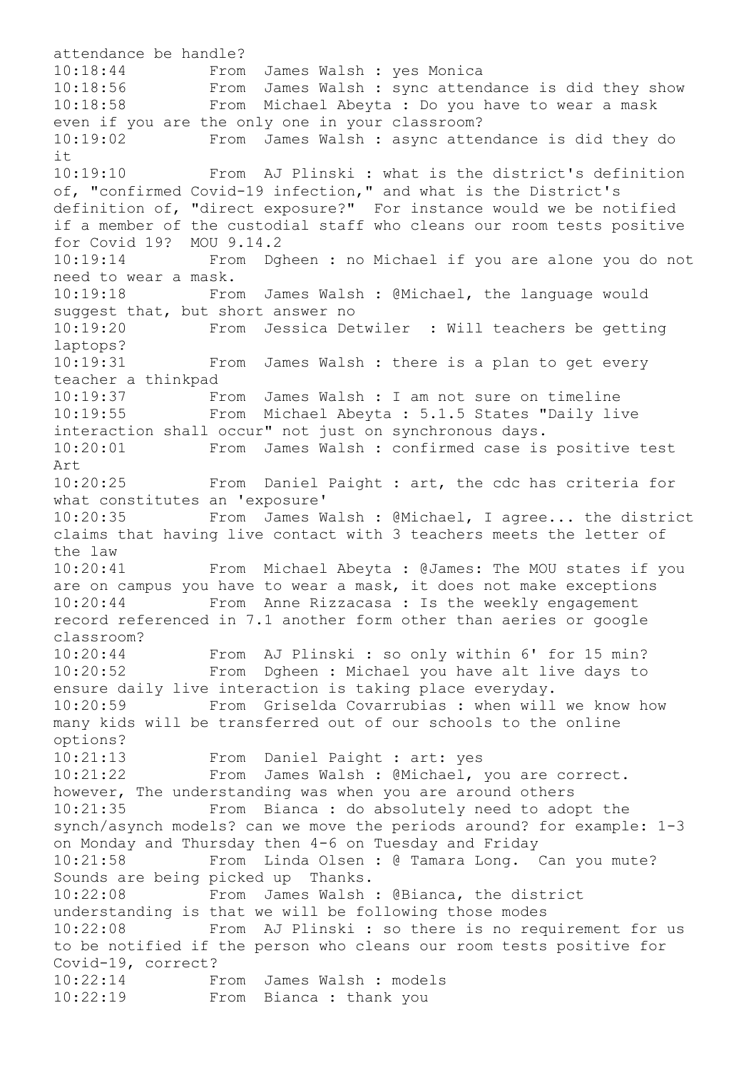attendance be handle?

10:18:44 From James Walsh : yes Monica

10:18:56 From James Walsh : sync attendance is did they show

10:18:58 From Michael Abeyta : Do you have to wear a mask even if you are the only one in your classroom?

10:19:02 From James Walsh : async attendance is did they do it

10:19:10 From AJ Plinski : what is the district's definition of, "confirmed Covid-19 infection," and what is the District's definition of, "direct exposure?" For instance would we be notified if a member of the custodial staff who cleans our room tests positive for Covid 19? MOU 9.14.2

10:19:14 From Dgheen : no Michael if you are alone you do not need to wear a mask.

10:19:18 From James Walsh : @Michael, the language would suggest that, but short answer no

10:19:20 From Jessica Detwiler : Will teachers be getting laptops?

10:19:31 From James Walsh : there is a plan to get every teacher a thinkpad

10:19:37 From James Walsh : I am not sure on timeline

10:19:55 From Michael Abeyta : 5.1.5 States "Daily live interaction shall occur" not just on synchronous days.

10:20:01 From James Walsh : confirmed case is positive test Art

10:20:25 From Daniel Paight : art, the cdc has criteria for what constitutes an 'exposure'

10:20:35 From James Walsh : @Michael, I agree... the district claims that having live contact with 3 teachers meets the letter of the law

10:20:41 From Michael Abeyta : @James: The MOU states if you are on campus you have to wear a mask, it does not make exceptions

10:20:44 From Anne Rizzacasa : Is the weekly engagement record referenced in 7.1 another form other than aeries or google classroom?

10:20:44 From AJ Plinski : so only within 6' for 15 min?

10:20:52 From Dgheen : Michael you have alt live days to ensure daily live interaction is taking place everyday.

10:20:59 From Griselda Covarrubias : when will we know how many kids will be transferred out of our schools to the online options?

10:21:13 From Daniel Paight : art: yes

10:21:22 From James Walsh : @Michael, you are correct. however, The understanding was when you are around others

10:21:35 From Bianca : do absolutely need to adopt the synch/asynch models? can we move the periods around? for example: 1-3 on Monday and Thursday then 4-6 on Tuesday and Friday

10:21:58 From Linda Olsen : @ Tamara Long. Can you mute? Sounds are being picked up Thanks.

10:22:08 From James Walsh : @Bianca, the district understanding is that we will be following those modes

10:22:08 From AJ Plinski : so there is no requirement for us to be notified if the person who cleans our room tests positive for Covid-19, correct?

10:22:14 From James Walsh : models

10:22:19 From Bianca : thank you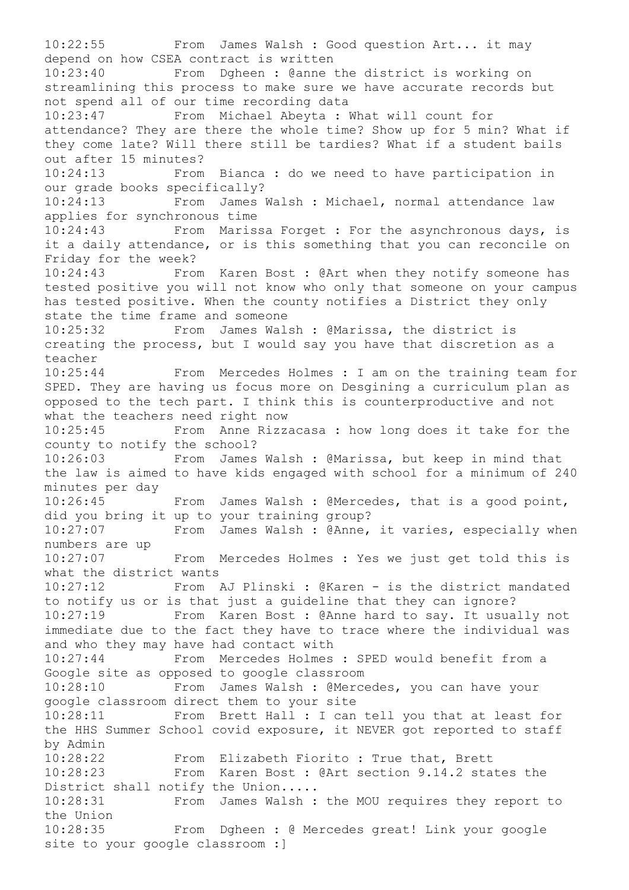10:22:55 From James Walsh : Good question Art... it may depend on how CSEA contract is written

10:23:40 From Dgheen : @anne the district is working on streamlining this process to make sure we have accurate records but not spend all of our time recording data

10:23:47 From Michael Abeyta : What will count for attendance? They are there the whole time? Show up for 5 min? What if they come late? Will there still be tardies? What if a student bails out after 15 minutes?

10:24:13 From Bianca : do we need to have participation in our grade books specifically?

10:24:13 From James Walsh : Michael, normal attendance law applies for synchronous time

10:24:43 From Marissa Forget : For the asynchronous days, is it a daily attendance, or is this something that you can reconcile on Friday for the week?

10:24:43 From Karen Bost : @Art when they notify someone has tested positive you will not know who only that someone on your campus has tested positive. When the county notifies a District they only state the time frame and someone

10:25:32 From James Walsh : @Marissa, the district is creating the process, but I would say you have that discretion as a teacher

10:25:44 From Mercedes Holmes : I am on the training team for SPED. They are having us focus more on Desgining a curriculum plan as opposed to the tech part. I think this is counterproductive and not what the teachers need right now

10:25:45 From Anne Rizzacasa : how long does it take for the county to notify the school?

10:26:03 From James Walsh : @Marissa, but keep in mind that the law is aimed to have kids engaged with school for a minimum of 240 minutes per day

10:26:45 From James Walsh : @Mercedes, that is a good point, did you bring it up to your training group?

10:27:07 From James Walsh : @Anne, it varies, especially when numbers are up

10:27:07 From Mercedes Holmes : Yes we just get told this is what the district wants

10:27:12 From AJ Plinski : @Karen - is the district mandated to notify us or is that just a guideline that they can ignore?

10:27:19 From Karen Bost : @Anne hard to say. It usually not immediate due to the fact they have to trace where the individual was and who they may have had contact with

10:27:44 From Mercedes Holmes : SPED would benefit from a Google site as opposed to google classroom

10:28:10 From James Walsh : @Mercedes, you can have your google classroom direct them to your site

10:28:11 From Brett Hall : I can tell you that at least for the HHS Summer School covid exposure, it NEVER got reported to staff by Admin

10:28:22 From Elizabeth Fiorito : True that, Brett

10:28:23 From Karen Bost : @Art section 9.14.2 states the District shall notify the Union.....

10:28:31 From James Walsh : the MOU requires they report to the Union

10:28:35 From Dgheen : @ Mercedes great! Link your google site to your google classroom :]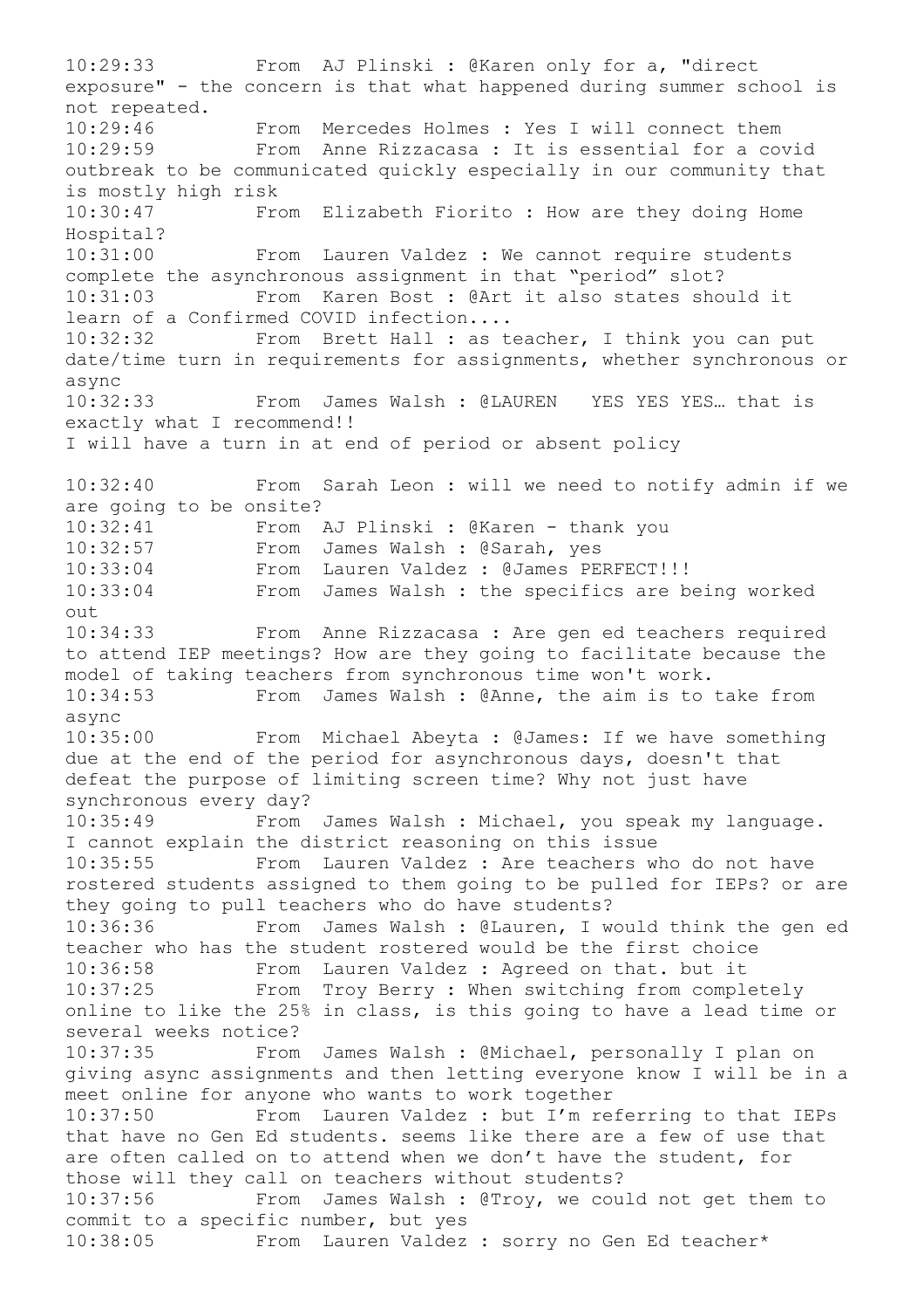10:29:33 From AJ Plinski : @Karen only for a, "direct exposure" - the concern is that what happened during summer school is not repeated.
10:29:46 From Mercedes Holmes : Yes I will connect them
10:29:59 From Anne Rizzacasa : It is essential for a covid outbreak to be communicated quickly especially in our community that is mostly high risk
10:30:47 From Elizabeth Fiorito : How are they doing Home Hospital?
10:31:00 From Lauren Valdez : We cannot require students complete the asynchronous assignment in that "period" slot?
10:31:03 From Karen Bost : @Art it also states should it learn of a Confirmed COVID infection....
10:32:32 From Brett Hall : as teacher, I think you can put date/time turn in requirements for assignments, whether synchronous or async
10:32:33 From James Walsh : @LAUREN YES YES YES… that is exactly what I recommend!!
I will have a turn in at end of period or absent policy

10:32:40 From Sarah Leon : will we need to notify admin if we are going to be onsite?
10:32:41 From AJ Plinski : @Karen - thank you
10:32:57 From James Walsh : @Sarah, yes
10:33:04 From Lauren Valdez : @James PERFECT!!!
10:33:04 From James Walsh : the specifics are being worked out
10:34:33 From Anne Rizzacasa : Are gen ed teachers required to attend IEP meetings? How are they going to facilitate because the model of taking teachers from synchronous time won't work.
10:34:53 From James Walsh : @Anne, the aim is to take from async
10:35:00 From Michael Abeyta : @James: If we have something due at the end of the period for asynchronous days, doesn't that defeat the purpose of limiting screen time? Why not just have synchronous every day?
10:35:49 From James Walsh : Michael, you speak my language. I cannot explain the district reasoning on this issue
10:35:55 From Lauren Valdez : Are teachers who do not have rostered students assigned to them going to be pulled for IEPs? or are they going to pull teachers who do have students?
10:36:36 From James Walsh : @Lauren, I would think the gen ed teacher who has the student rostered would be the first choice
10:36:58 From Lauren Valdez : Agreed on that. but it
10:37:25 From Troy Berry : When switching from completely online to like the 25% in class, is this going to have a lead time or several weeks notice?
10:37:35 From James Walsh : @Michael, personally I plan on giving async assignments and then letting everyone know I will be in a meet online for anyone who wants to work together
10:37:50 From Lauren Valdez : but I'm referring to that IEPs that have no Gen Ed students. seems like there are a few of use that are often called on to attend when we don't have the student, for those will they call on teachers without students?
10:37:56 From James Walsh : @Troy, we could not get them to commit to a specific number, but yes
10:38:05 From Lauren Valdez : sorry no Gen Ed teacher*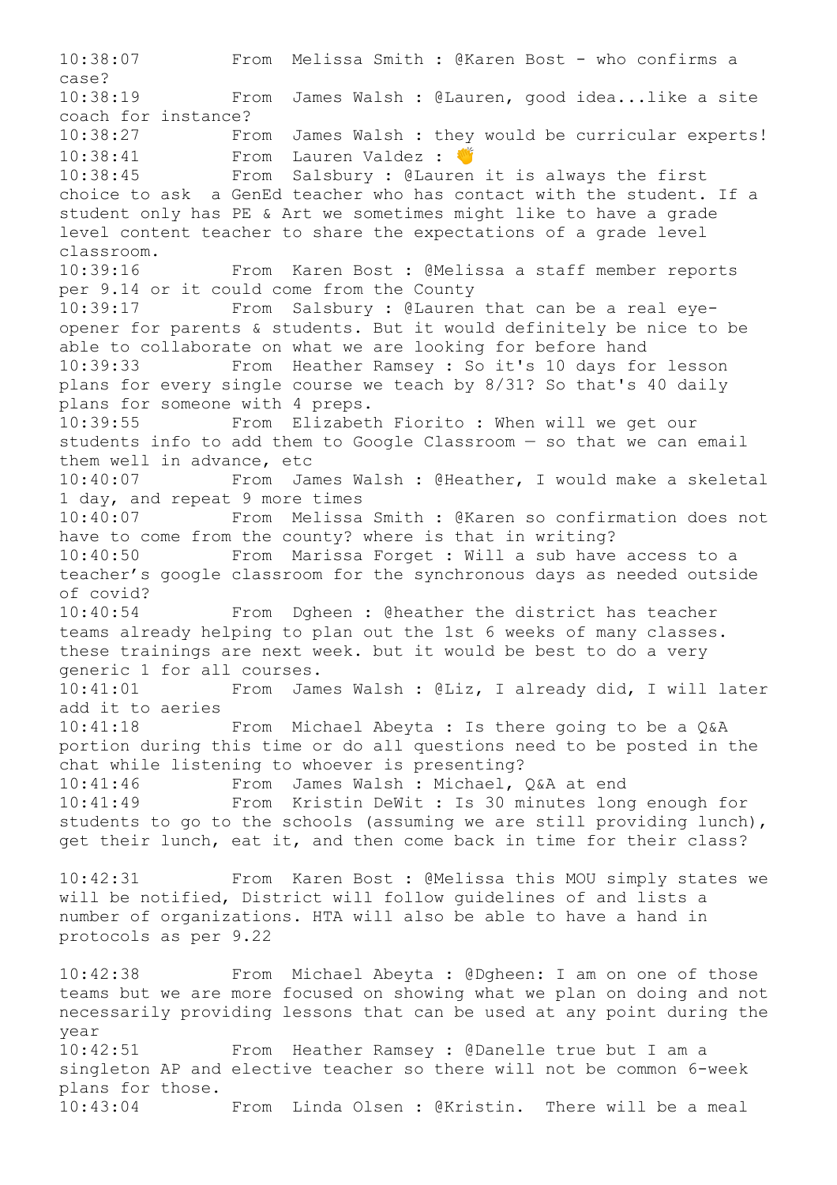10:38:07 From Melissa Smith : @Karen Bost - who confirms a case?
10:38:19 From James Walsh : @Lauren, good idea...like a site coach for instance?
10:38:27 From James Walsh : they would be curricular experts!
10:38:41 From Lauren Valdez : 👏
10:38:45 From Salsbury : @Lauren it is always the first choice to ask a GenEd teacher who has contact with the student. If a student only has PE & Art we sometimes might like to have a grade level content teacher to share the expectations of a grade level classroom.
10:39:16 From Karen Bost : @Melissa a staff member reports per 9.14 or it could come from the County
10:39:17 From Salsbury : @Lauren that can be a real eye-opener for parents & students. But it would definitely be nice to be able to collaborate on what we are looking for before hand
10:39:33 From Heather Ramsey : So it's 10 days for lesson plans for every single course we teach by 8/31? So that's 40 daily plans for someone with 4 preps.
10:39:55 From Elizabeth Fiorito : When will we get our students info to add them to Google Classroom — so that we can email them well in advance, etc
10:40:07 From James Walsh : @Heather, I would make a skeletal 1 day, and repeat 9 more times
10:40:07 From Melissa Smith : @Karen so confirmation does not have to come from the county? where is that in writing?
10:40:50 From Marissa Forget : Will a sub have access to a teacher's google classroom for the synchronous days as needed outside of covid?
10:40:54 From Dgheen : @heather the district has teacher teams already helping to plan out the 1st 6 weeks of many classes. these trainings are next week. but it would be best to do a very generic 1 for all courses.
10:41:01 From James Walsh : @Liz, I already did, I will later add it to aeries
10:41:18 From Michael Abeyta : Is there going to be a Q&A portion during this time or do all questions need to be posted in the chat while listening to whoever is presenting?
10:41:46 From James Walsh : Michael, Q&A at end
10:41:49 From Kristin DeWit : Is 30 minutes long enough for students to go to the schools (assuming we are still providing lunch), get their lunch, eat it, and then come back in time for their class?

10:42:31 From Karen Bost : @Melissa this MOU simply states we will be notified, District will follow guidelines of and lists a number of organizations. HTA will also be able to have a hand in protocols as per 9.22

10:42:38 From Michael Abeyta : @Dgheen: I am on one of those teams but we are more focused on showing what we plan on doing and not necessarily providing lessons that can be used at any point during the year
10:42:51 From Heather Ramsey : @Danelle true but I am a singleton AP and elective teacher so there will not be common 6-week plans for those.
10:43:04 From Linda Olsen : @Kristin. There will be a meal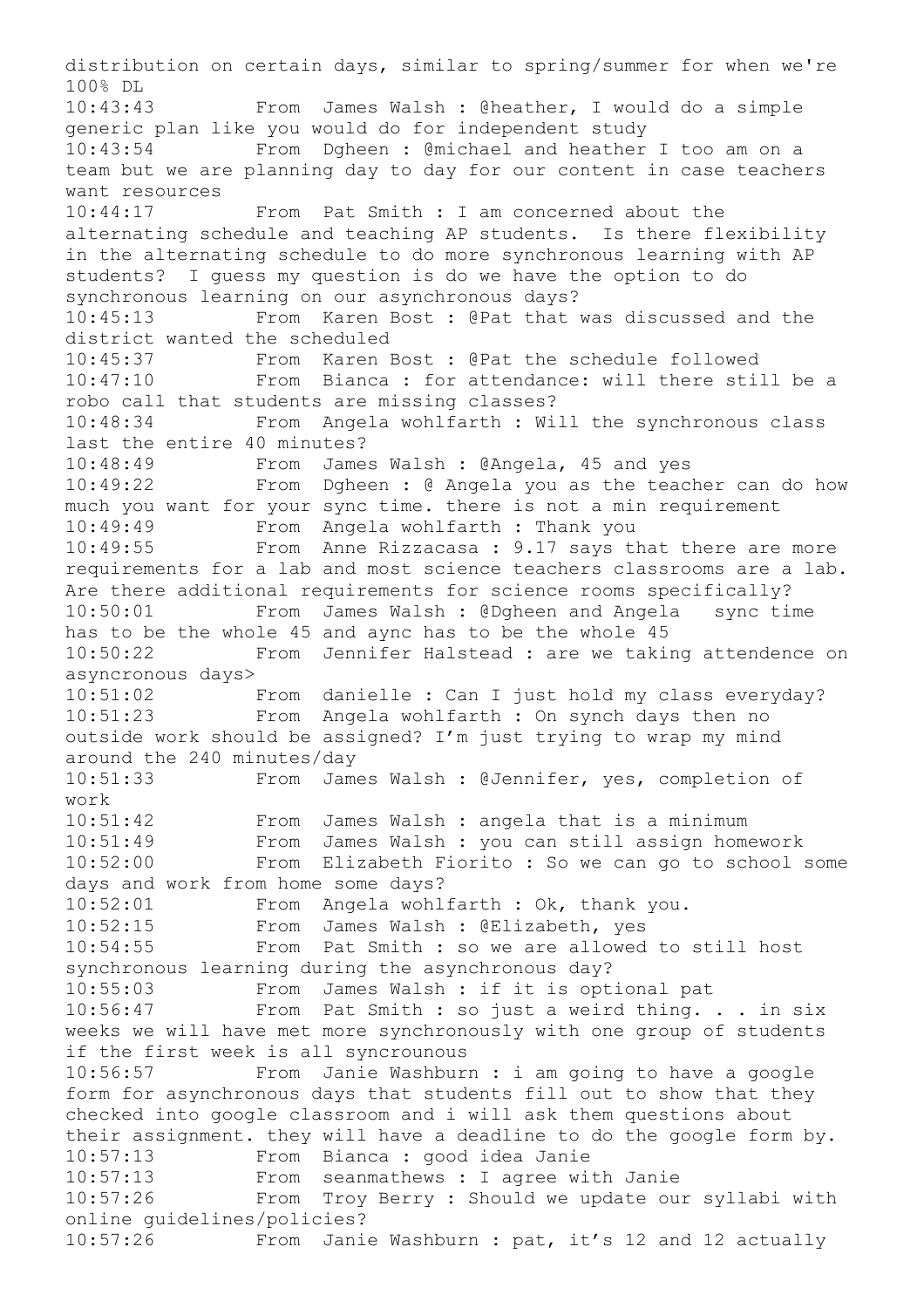distribution on certain days, similar to spring/summer for when we're 100% DL

10:43:43 From James Walsh : @heather, I would do a simple generic plan like you would do for independent study

10:43:54 From Dgheen : @michael and heather I too am on a team but we are planning day to day for our content in case teachers want resources

10:44:17 From Pat Smith : I am concerned about the alternating schedule and teaching AP students. Is there flexibility in the alternating schedule to do more synchronous learning with AP students? I guess my question is do we have the option to do synchronous learning on our asynchronous days?

10:45:13 From Karen Bost : @Pat that was discussed and the district wanted the scheduled

10:45:37 From Karen Bost : @Pat the schedule followed

10:47:10 From Bianca : for attendance: will there still be a robo call that students are missing classes?

10:48:34 From Angela wohlfarth : Will the synchronous class last the entire 40 minutes?

10:48:49 From James Walsh : @Angela, 45 and yes

10:49:22 From Dgheen : @ Angela you as the teacher can do how much you want for your sync time. there is not a min requirement

10:49:49 From Angela wohlfarth : Thank you

10:49:55 From Anne Rizzacasa : 9.17 says that there are more requirements for a lab and most science teachers classrooms are a lab. Are there additional requirements for science rooms specifically?

10:50:01 From James Walsh : @Dgheen and Angela sync time has to be the whole 45 and aync has to be the whole 45

10:50:22 From Jennifer Halstead : are we taking attendence on asyncronous days>

10:51:02 From danielle : Can I just hold my class everyday?

10:51:23 From Angela wohlfarth : On synch days then no outside work should be assigned? I'm just trying to wrap my mind around the 240 minutes/day

10:51:33 From James Walsh : @Jennifer, yes, completion of work

10:51:42 From James Walsh : angela that is a minimum

10:51:49 From James Walsh : you can still assign homework

10:52:00 From Elizabeth Fiorito : So we can go to school some days and work from home some days?

10:52:01 From Angela wohlfarth : Ok, thank you.

10:52:15 From James Walsh : @Elizabeth, yes

10:54:55 From Pat Smith : so we are allowed to still host synchronous learning during the asynchronous day?

10:55:03 From James Walsh : if it is optional pat

10:56:47 From Pat Smith : so just a weird thing. . . in six weeks we will have met more synchronously with one group of students if the first week is all syncrounous

10:56:57 From Janie Washburn : i am going to have a google form for asynchronous days that students fill out to show that they checked into google classroom and i will ask them questions about their assignment. they will have a deadline to do the google form by.

10:57:13 From Bianca : good idea Janie

10:57:13 From seanmathews : I agree with Janie

10:57:26 From Troy Berry : Should we update our syllabi with online guidelines/policies?

10:57:26 From Janie Washburn : pat, it's 12 and 12 actually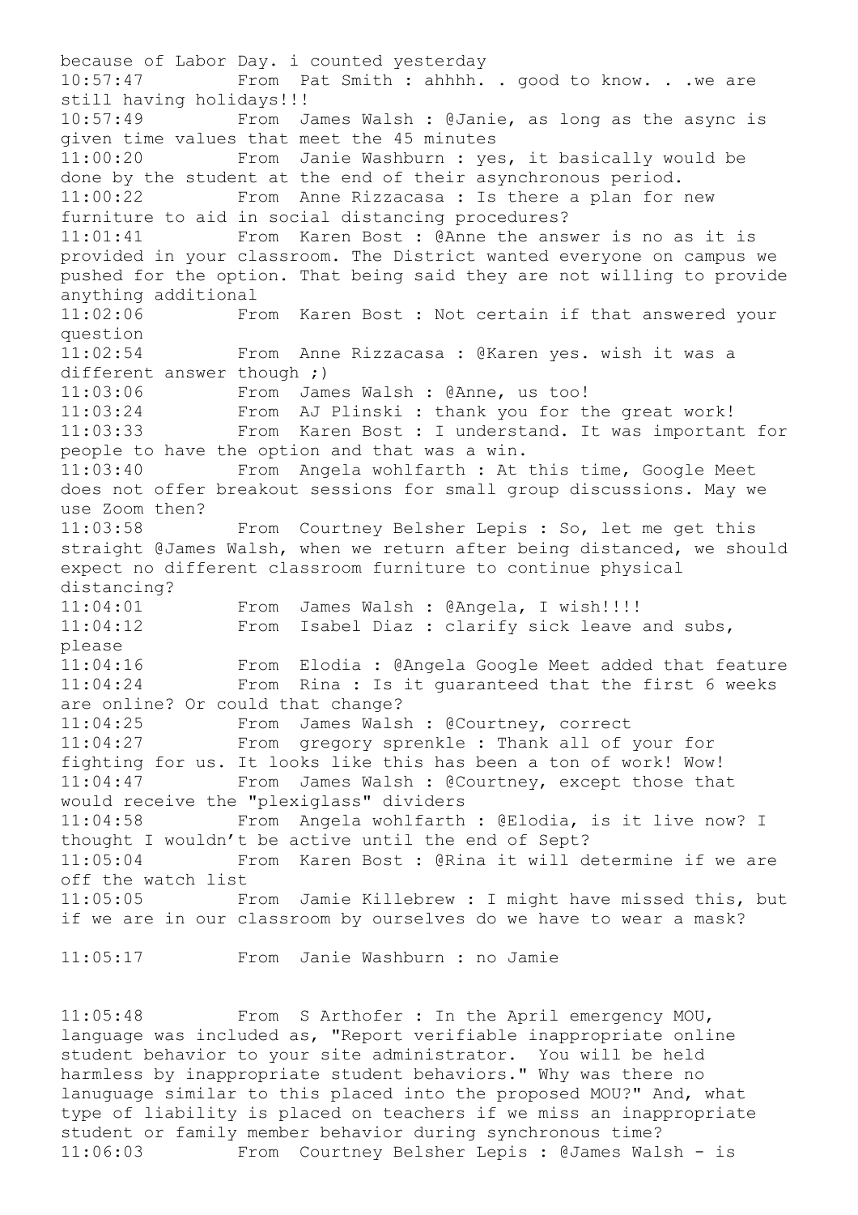because of Labor Day. i counted yesterday
10:57:47 From Pat Smith : ahhhh. . good to know. . .we are still having holidays!!!
10:57:49 From James Walsh : @Janie, as long as the async is given time values that meet the 45 minutes
11:00:20 From Janie Washburn : yes, it basically would be done by the student at the end of their asynchronous period.
11:00:22 From Anne Rizzacasa : Is there a plan for new furniture to aid in social distancing procedures?
11:01:41 From Karen Bost : @Anne the answer is no as it is provided in your classroom. The District wanted everyone on campus we pushed for the option. That being said they are not willing to provide anything additional
11:02:06 From Karen Bost : Not certain if that answered your question
11:02:54 From Anne Rizzacasa : @Karen yes. wish it was a different answer though ;)
11:03:06 From James Walsh : @Anne, us too!
11:03:24 From AJ Plinski : thank you for the great work!
11:03:33 From Karen Bost : I understand. It was important for people to have the option and that was a win.
11:03:40 From Angela wohlfarth : At this time, Google Meet does not offer breakout sessions for small group discussions. May we use Zoom then?
11:03:58 From Courtney Belsher Lepis : So, let me get this straight @James Walsh, when we return after being distanced, we should expect no different classroom furniture to continue physical distancing?
11:04:01 From James Walsh : @Angela, I wish!!!!
11:04:12 From Isabel Diaz : clarify sick leave and subs, please
11:04:16 From Elodia : @Angela Google Meet added that feature
11:04:24 From Rina : Is it guaranteed that the first 6 weeks are online? Or could that change?
11:04:25 From James Walsh : @Courtney, correct
11:04:27 From gregory sprenkle : Thank all of your for fighting for us. It looks like this has been a ton of work! Wow!
11:04:47 From James Walsh : @Courtney, except those that would receive the "plexiglass" dividers
11:04:58 From Angela wohlfarth : @Elodia, is it live now? I thought I wouldn't be active until the end of Sept?
11:05:04 From Karen Bost : @Rina it will determine if we are off the watch list
11:05:05 From Jamie Killebrew : I might have missed this, but if we are in our classroom by ourselves do we have to wear a mask?

11:05:17 From Janie Washburn : no Jamie

11:05:48 From S Arthofer : In the April emergency MOU, language was included as, "Report verifiable inappropriate online student behavior to your site administrator. You will be held harmless by inappropriate student behaviors." Why was there no lanuguage similar to this placed into the proposed MOU?" And, what type of liability is placed on teachers if we miss an inappropriate student or family member behavior during synchronous time?
11:06:03 From Courtney Belsher Lepis : @James Walsh - is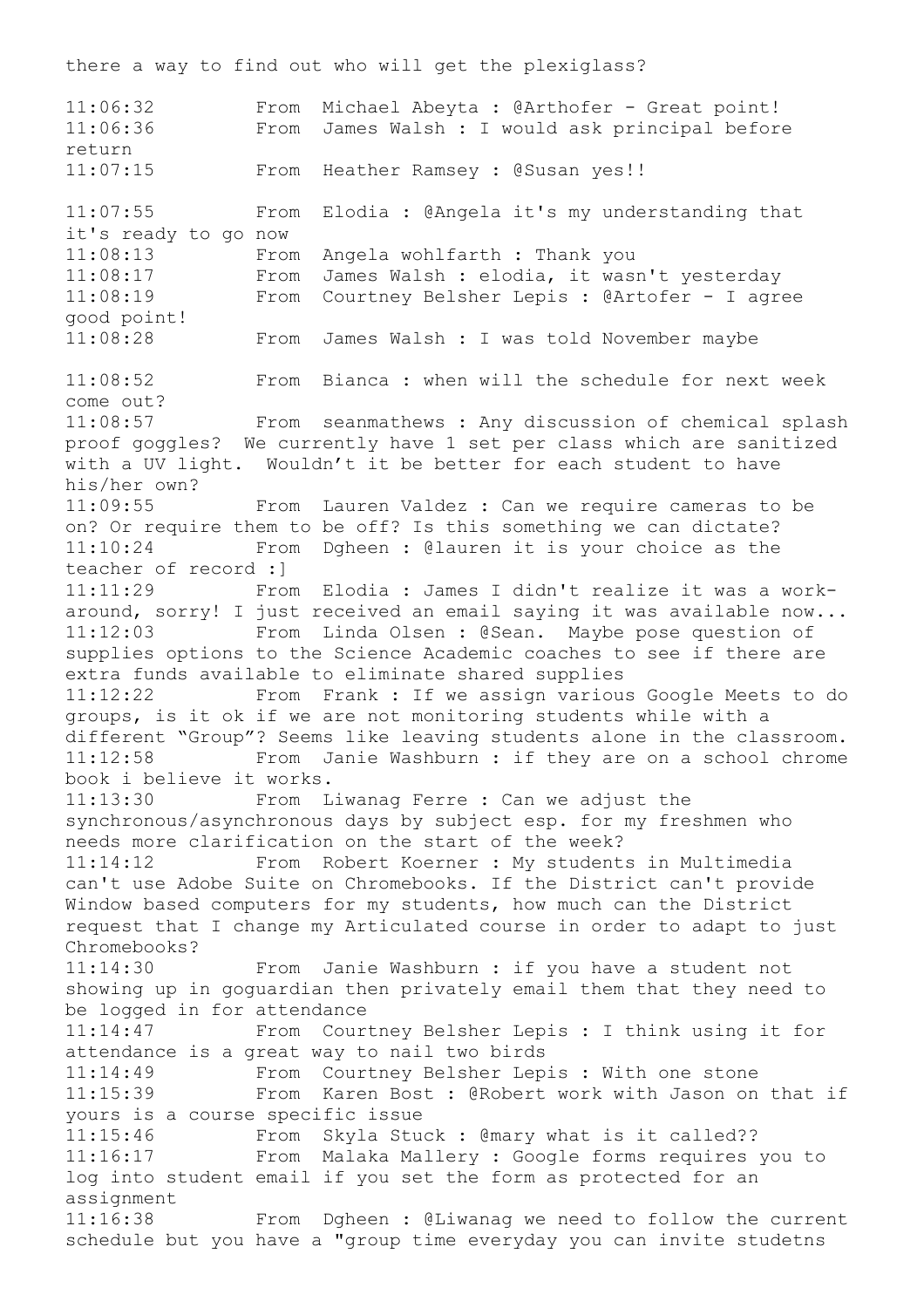there a way to find out who will get the plexiglass?

11:06:32 From Michael Abeyta : @Arthofer - Great point!
11:06:36 From James Walsh : I would ask principal before return
11:07:15 From Heather Ramsey : @Susan yes!!

11:07:55 From Elodia : @Angela it's my understanding that it's ready to go now
11:08:13 From Angela wohlfarth : Thank you
11:08:17 From James Walsh : elodia, it wasn't yesterday
11:08:19 From Courtney Belsher Lepis : @Artofer - I agree good point!
11:08:28 From James Walsh : I was told November maybe

11:08:52 From Bianca : when will the schedule for next week come out?
11:08:57 From seanmathews : Any discussion of chemical splash proof goggles? We currently have 1 set per class which are sanitized with a UV light. Wouldn't it be better for each student to have his/her own?
11:09:55 From Lauren Valdez : Can we require cameras to be on? Or require them to be off? Is this something we can dictate?
11:10:24 From Dgheen : @lauren it is your choice as the teacher of record :]
11:11:29 From Elodia : James I didn't realize it was a work-around, sorry! I just received an email saying it was available now...
11:12:03 From Linda Olsen : @Sean. Maybe pose question of supplies options to the Science Academic coaches to see if there are extra funds available to eliminate shared supplies
11:12:22 From Frank : If we assign various Google Meets to do groups, is it ok if we are not monitoring students while with a different "Group"? Seems like leaving students alone in the classroom.
11:12:58 From Janie Washburn : if they are on a school chrome book i believe it works.
11:13:30 From Liwanag Ferre : Can we adjust the synchronous/asynchronous days by subject esp. for my freshmen who needs more clarification on the start of the week?
11:14:12 From Robert Koerner : My students in Multimedia can't use Adobe Suite on Chromebooks. If the District can't provide Window based computers for my students, how much can the District request that I change my Articulated course in order to adapt to just Chromebooks?
11:14:30 From Janie Washburn : if you have a student not showing up in goguardian then privately email them that they need to be logged in for attendance
11:14:47 From Courtney Belsher Lepis : I think using it for attendance is a great way to nail two birds
11:14:49 From Courtney Belsher Lepis : With one stone
11:15:39 From Karen Bost : @Robert work with Jason on that if yours is a course specific issue
11:15:46 From Skyla Stuck : @mary what is it called??
11:16:17 From Malaka Mallery : Google forms requires you to log into student email if you set the form as protected for an assignment
11:16:38 From Dgheen : @Liwanag we need to follow the current schedule but you have a "group time everyday you can invite studetns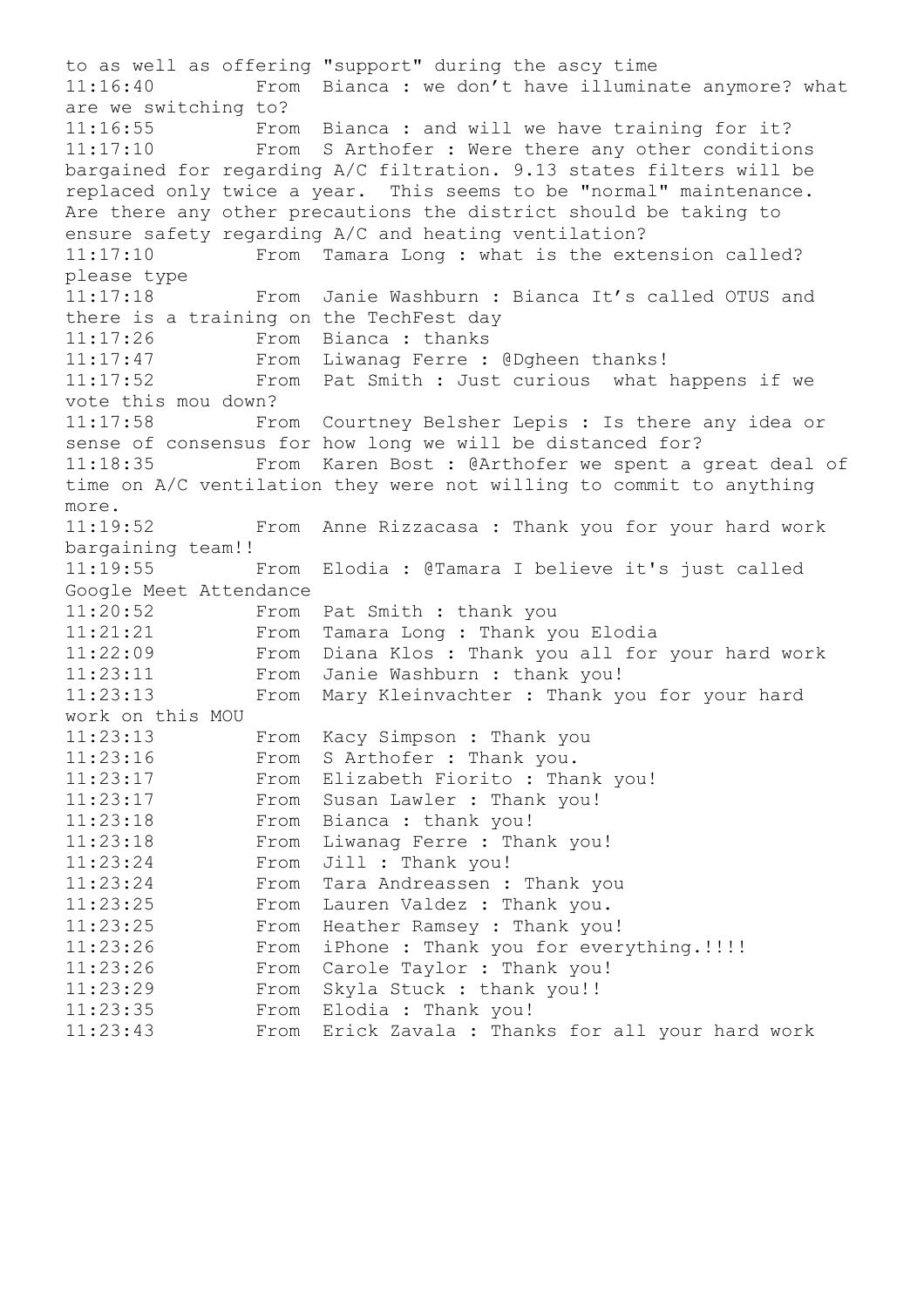to as well as offering "support" during the ascy time
11:16:40 From Bianca : we don’t have illuminate anymore? what are we switching to?
11:16:55 From Bianca : and will we have training for it?
11:17:10 From S Arthofer : Were there any other conditions bargained for regarding A/C filtration. 9.13 states filters will be replaced only twice a year. This seems to be "normal" maintenance. Are there any other precautions the district should be taking to ensure safety regarding A/C and heating ventilation?
11:17:10 From Tamara Long : what is the extension called? please type
11:17:18 From Janie Washburn : Bianca It’s called OTUS and there is a training on the TechFest day
11:17:26 From Bianca : thanks
11:17:47 From Liwanag Ferre : @Dgheen thanks!
11:17:52 From Pat Smith : Just curious what happens if we vote this mou down?
11:17:58 From Courtney Belsher Lepis : Is there any idea or sense of consensus for how long we will be distanced for?
11:18:35 From Karen Bost : @Arthofer we spent a great deal of time on A/C ventilation they were not willing to commit to anything more.
11:19:52 From Anne Rizzacasa : Thank you for your hard work bargaining team!!
11:19:55 From Elodia : @Tamara I believe it's just called Google Meet Attendance
11:20:52 From Pat Smith : thank you
11:21:21 From Tamara Long : Thank you Elodia
11:22:09 From Diana Klos : Thank you all for your hard work
11:23:11 From Janie Washburn : thank you!
11:23:13 From Mary Kleinvachter : Thank you for your hard work on this MOU
11:23:13 From Kacy Simpson : Thank you
11:23:16 From S Arthofer : Thank you.
11:23:17 From Elizabeth Fiorito : Thank you!
11:23:17 From Susan Lawler : Thank you!
11:23:18 From Bianca : thank you!
11:23:18 From Liwanag Ferre : Thank you!
11:23:24 From Jill : Thank you!
11:23:24 From Tara Andreassen : Thank you
11:23:25 From Lauren Valdez : Thank you.
11:23:25 From Heather Ramsey : Thank you!
11:23:26 From iPhone : Thank you for everything.!!!!
11:23:26 From Carole Taylor : Thank you!
11:23:29 From Skyla Stuck : thank you!!
11:23:35 From Elodia : Thank you!
11:23:43 From Erick Zavala : Thanks for all your hard work